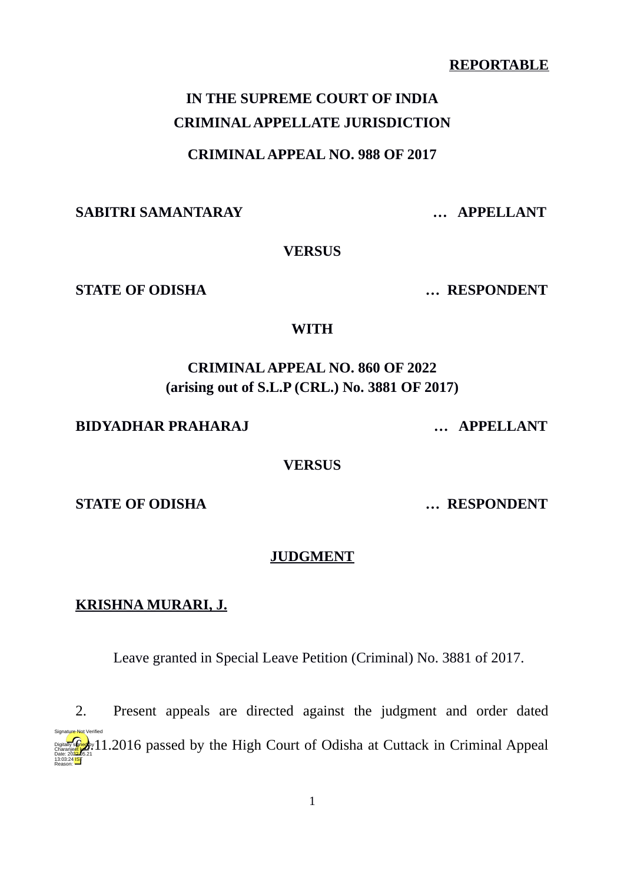**REPORTABLE**

**IN THE SUPREME COURT OF INDIA**
**CRIMINAL APPELLATE JURISDICTION**

**CRIMINAL APPEAL NO. 988 OF 2017**

**SABITRI SAMANTARAY** **… APPELLANT**

**VERSUS**

**STATE OF ODISHA** **… RESPONDENT**

**WITH**

**CRIMINAL APPEAL NO. 860 OF 2022**
**(arising out of S.L.P (CRL.) No. 3881 OF 2017)**

**BIDYADHAR PRAHARAJ** **… APPELLANT**

**VERSUS**

**STATE OF ODISHA** **… RESPONDENT**

**JUDGMENT**

**KRISHNA MURARI, J.**

Leave granted in Special Leave Petition (Criminal) No. 3881 of 2017.

2. Present appeals are directed against the judgment and order dated 22.11.2016 passed by the High Court of Odisha at Cuttack in Criminal Appeal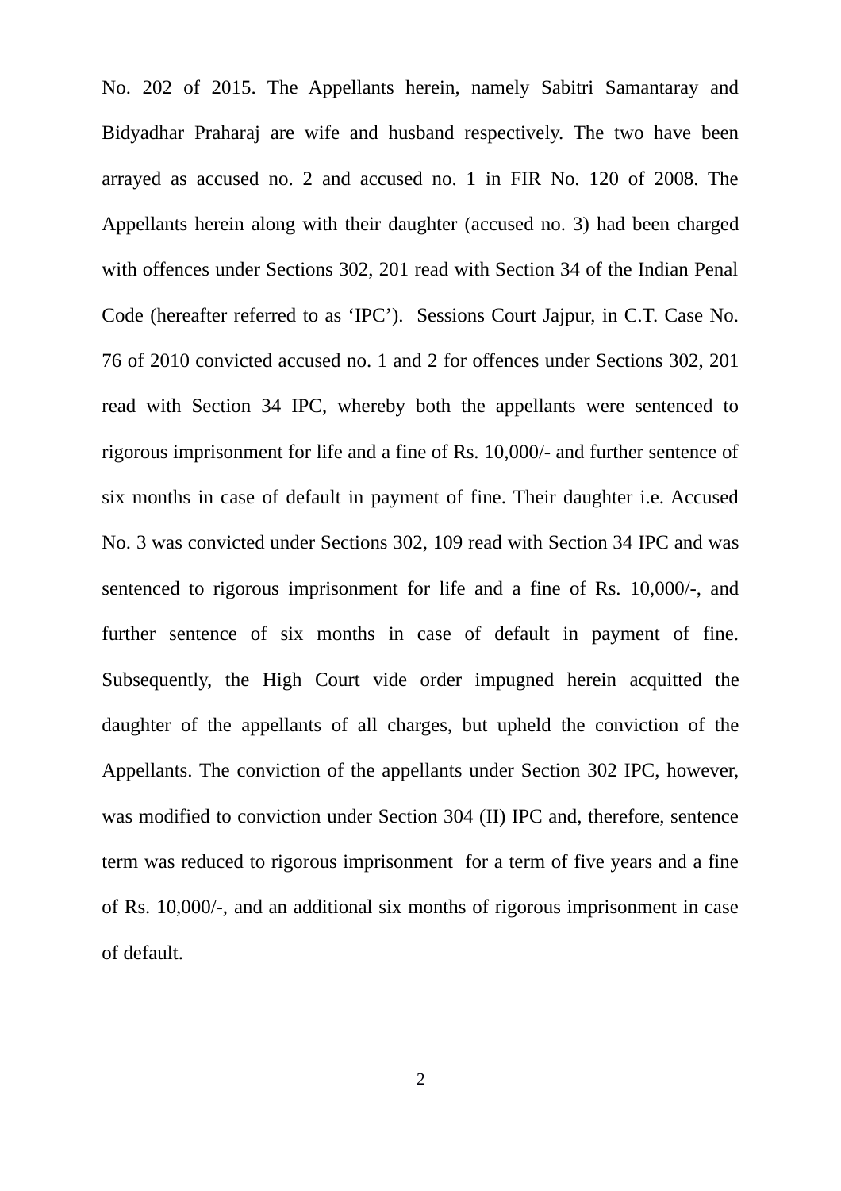No. 202 of 2015. The Appellants herein, namely Sabitri Samantaray and Bidyadhar Praharaj are wife and husband respectively. The two have been arrayed as accused no. 2 and accused no. 1 in FIR No. 120 of 2008. The Appellants herein along with their daughter (accused no. 3) had been charged with offences under Sections 302, 201 read with Section 34 of the Indian Penal Code (hereafter referred to as 'IPC'). Sessions Court Jajpur, in C.T. Case No. 76 of 2010 convicted accused no. 1 and 2 for offences under Sections 302, 201 read with Section 34 IPC, whereby both the appellants were sentenced to rigorous imprisonment for life and a fine of Rs. 10,000/- and further sentence of six months in case of default in payment of fine. Their daughter i.e. Accused No. 3 was convicted under Sections 302, 109 read with Section 34 IPC and was sentenced to rigorous imprisonment for life and a fine of Rs. 10,000/-, and further sentence of six months in case of default in payment of fine. Subsequently, the High Court vide order impugned herein acquitted the daughter of the appellants of all charges, but upheld the conviction of the Appellants. The conviction of the appellants under Section 302 IPC, however, was modified to conviction under Section 304 (II) IPC and, therefore, sentence term was reduced to rigorous imprisonment for a term of five years and a fine of Rs. 10,000/-, and an additional six months of rigorous imprisonment in case of default.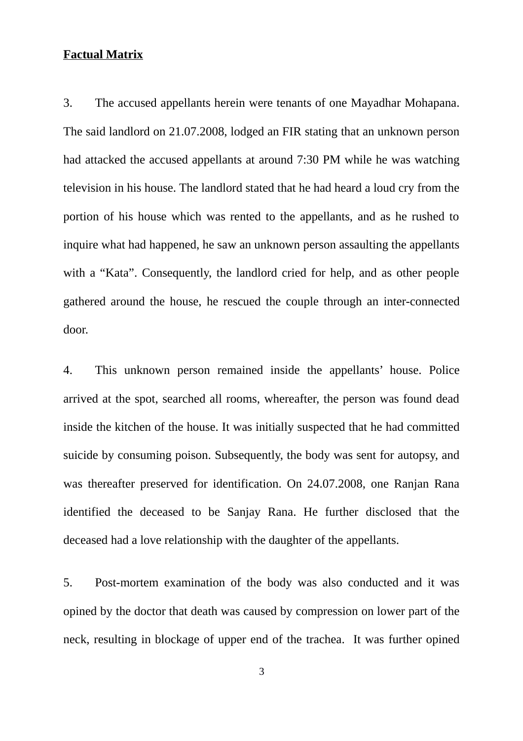**Factual Matrix**

3. The accused appellants herein were tenants of one Mayadhar Mohapana. The said landlord on 21.07.2008, lodged an FIR stating that an unknown person had attacked the accused appellants at around 7:30 PM while he was watching television in his house. The landlord stated that he had heard a loud cry from the portion of his house which was rented to the appellants, and as he rushed to inquire what had happened, he saw an unknown person assaulting the appellants with a "Kata". Consequently, the landlord cried for help, and as other people gathered around the house, he rescued the couple through an inter-connected door.

4. This unknown person remained inside the appellants' house. Police arrived at the spot, searched all rooms, whereafter, the person was found dead inside the kitchen of the house. It was initially suspected that he had committed suicide by consuming poison. Subsequently, the body was sent for autopsy, and was thereafter preserved for identification. On 24.07.2008, one Ranjan Rana identified the deceased to be Sanjay Rana. He further disclosed that the deceased had a love relationship with the daughter of the appellants.

5. Post-mortem examination of the body was also conducted and it was opined by the doctor that death was caused by compression on lower part of the neck, resulting in blockage of upper end of the trachea. It was further opined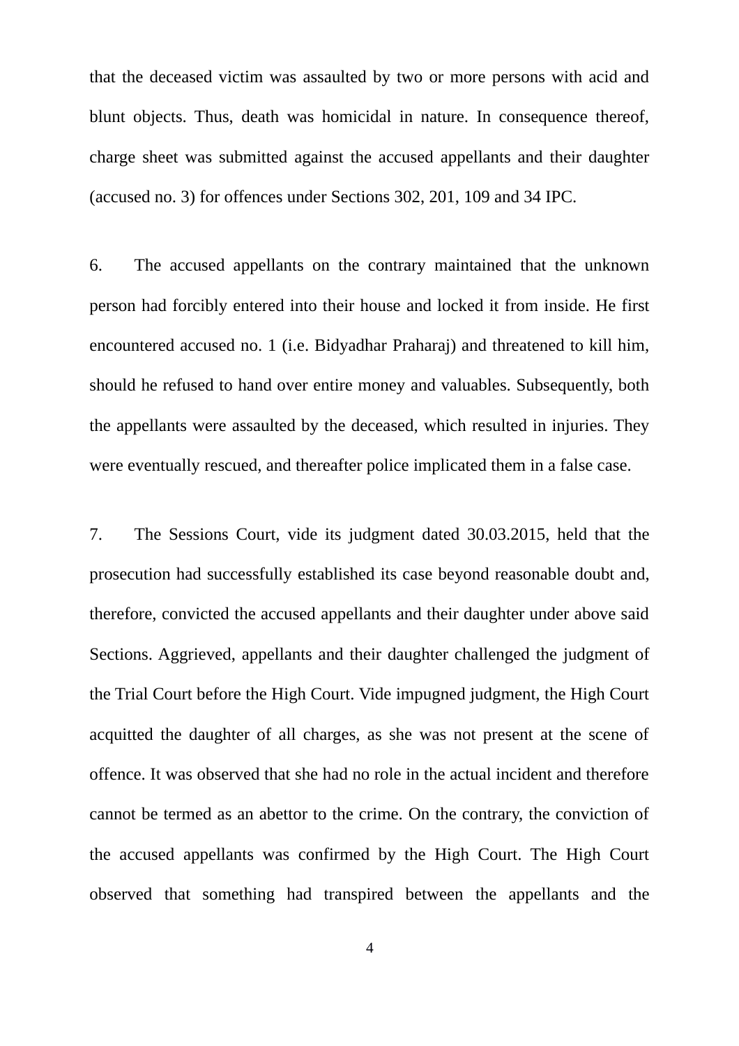that the deceased victim was assaulted by two or more persons with acid and blunt objects. Thus, death was homicidal in nature. In consequence thereof, charge sheet was submitted against the accused appellants and their daughter (accused no. 3) for offences under Sections 302, 201, 109 and 34 IPC.

6. The accused appellants on the contrary maintained that the unknown person had forcibly entered into their house and locked it from inside. He first encountered accused no. 1 (i.e. Bidyadhar Praharaj) and threatened to kill him, should he refused to hand over entire money and valuables. Subsequently, both the appellants were assaulted by the deceased, which resulted in injuries. They were eventually rescued, and thereafter police implicated them in a false case.

7. The Sessions Court, vide its judgment dated 30.03.2015, held that the prosecution had successfully established its case beyond reasonable doubt and, therefore, convicted the accused appellants and their daughter under above said Sections. Aggrieved, appellants and their daughter challenged the judgment of the Trial Court before the High Court. Vide impugned judgment, the High Court acquitted the daughter of all charges, as she was not present at the scene of offence. It was observed that she had no role in the actual incident and therefore cannot be termed as an abettor to the crime. On the contrary, the conviction of the accused appellants was confirmed by the High Court. The High Court observed that something had transpired between the appellants and the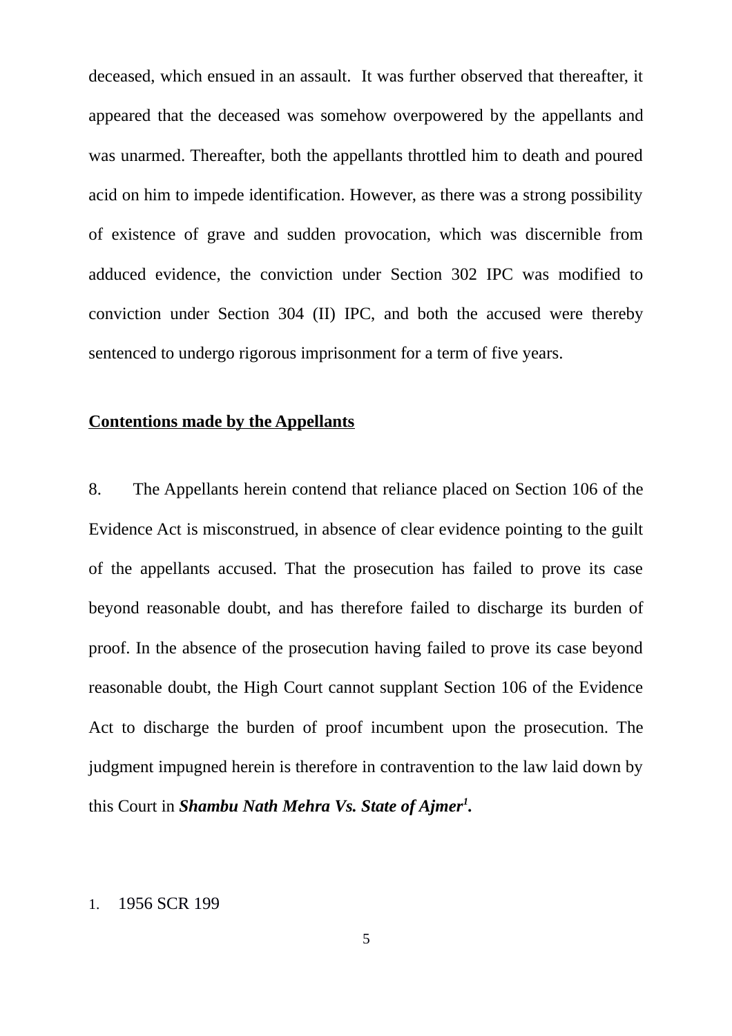deceased, which ensued in an assault. It was further observed that thereafter, it appeared that the deceased was somehow overpowered by the appellants and was unarmed. Thereafter, both the appellants throttled him to death and poured acid on him to impede identification. However, as there was a strong possibility of existence of grave and sudden provocation, which was discernible from adduced evidence, the conviction under Section 302 IPC was modified to conviction under Section 304 (II) IPC, and both the accused were thereby sentenced to undergo rigorous imprisonment for a term of five years.

**Contentions made by the Appellants**

8. The Appellants herein contend that reliance placed on Section 106 of the Evidence Act is misconstrued, in absence of clear evidence pointing to the guilt of the appellants accused. That the prosecution has failed to prove its case beyond reasonable doubt, and has therefore failed to discharge its burden of proof. In the absence of the prosecution having failed to prove its case beyond reasonable doubt, the High Court cannot supplant Section 106 of the Evidence Act to discharge the burden of proof incumbent upon the prosecution. The judgment impugned herein is therefore in contravention to the law laid down by this Court in ***Shambu Nath Mehra Vs. State of Ajmer***[1].

1. 1956 SCR 199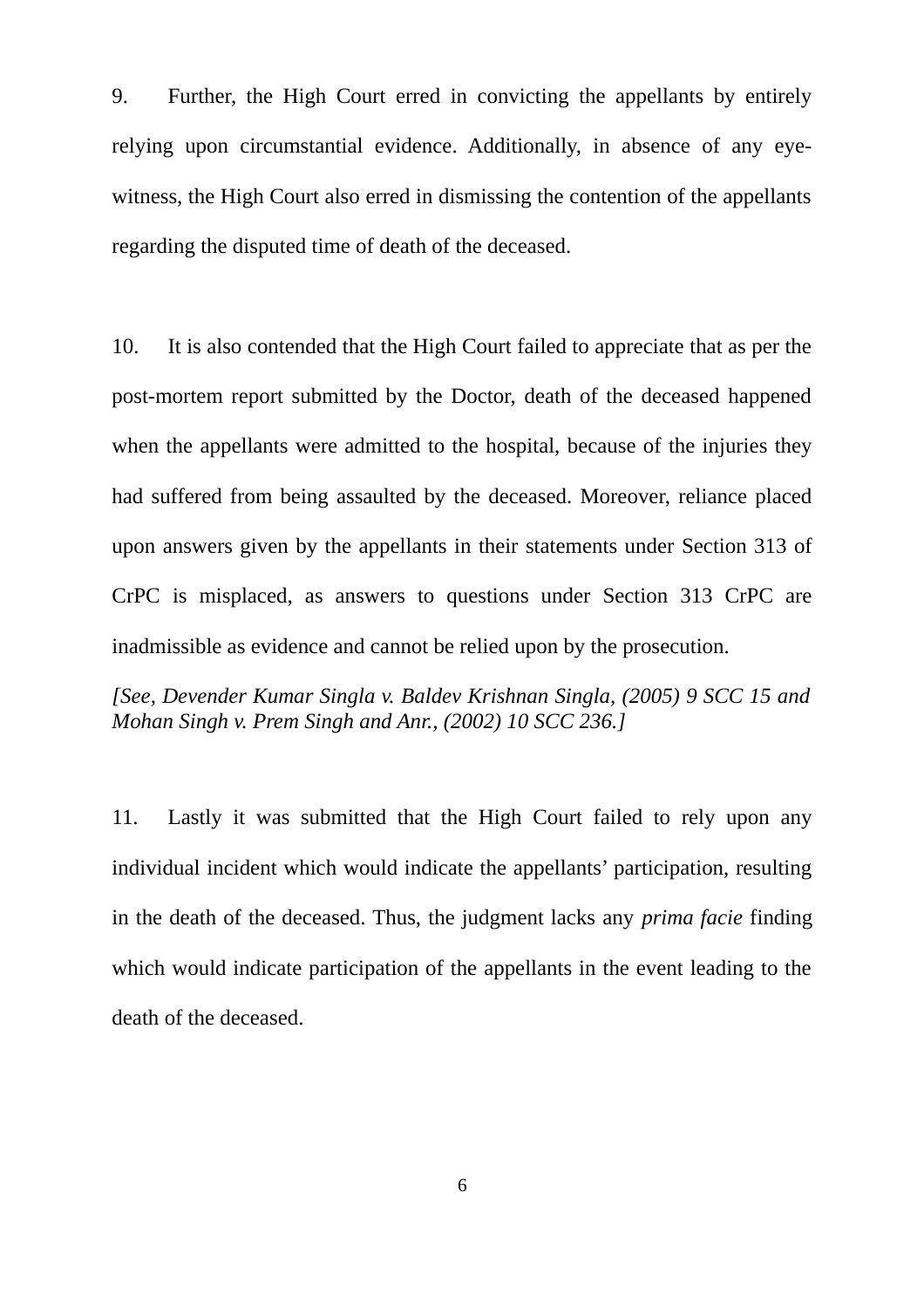9. Further, the High Court erred in convicting the appellants by entirely relying upon circumstantial evidence. Additionally, in absence of any eye-witness, the High Court also erred in dismissing the contention of the appellants regarding the disputed time of death of the deceased.

10. It is also contended that the High Court failed to appreciate that as per the post-mortem report submitted by the Doctor, death of the deceased happened when the appellants were admitted to the hospital, because of the injuries they had suffered from being assaulted by the deceased. Moreover, reliance placed upon answers given by the appellants in their statements under Section 313 of CrPC is misplaced, as answers to questions under Section 313 CrPC are inadmissible as evidence and cannot be relied upon by the prosecution.

*[See, Devender Kumar Singla v. Baldev Krishnan Singla, (2005) 9 SCC 15 and Mohan Singh v. Prem Singh and Anr., (2002) 10 SCC 236.]*

11. Lastly it was submitted that the High Court failed to rely upon any individual incident which would indicate the appellants' participation, resulting in the death of the deceased. Thus, the judgment lacks any *prima facie* finding which would indicate participation of the appellants in the event leading to the death of the deceased.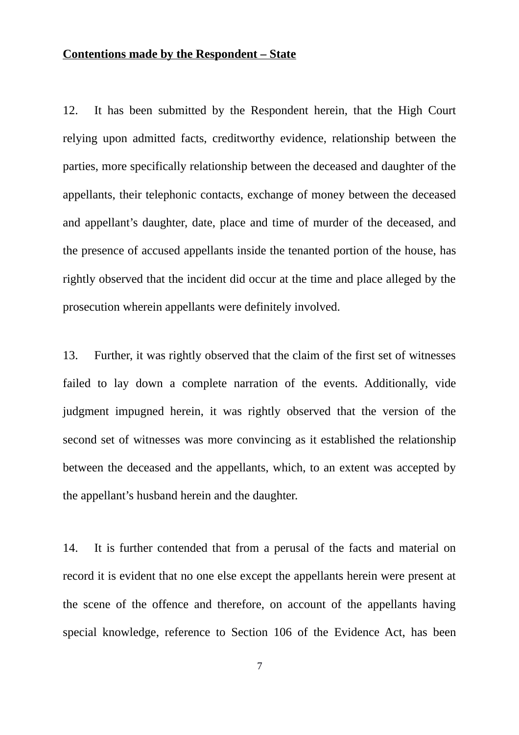**Contentions made by the Respondent – State**

12. It has been submitted by the Respondent herein, that the High Court relying upon admitted facts, creditworthy evidence, relationship between the parties, more specifically relationship between the deceased and daughter of the appellants, their telephonic contacts, exchange of money between the deceased and appellant's daughter, date, place and time of murder of the deceased, and the presence of accused appellants inside the tenanted portion of the house, has rightly observed that the incident did occur at the time and place alleged by the prosecution wherein appellants were definitely involved.

13. Further, it was rightly observed that the claim of the first set of witnesses failed to lay down a complete narration of the events. Additionally, vide judgment impugned herein, it was rightly observed that the version of the second set of witnesses was more convincing as it established the relationship between the deceased and the appellants, which, to an extent was accepted by the appellant's husband herein and the daughter.

14. It is further contended that from a perusal of the facts and material on record it is evident that no one else except the appellants herein were present at the scene of the offence and therefore, on account of the appellants having special knowledge, reference to Section 106 of the Evidence Act, has been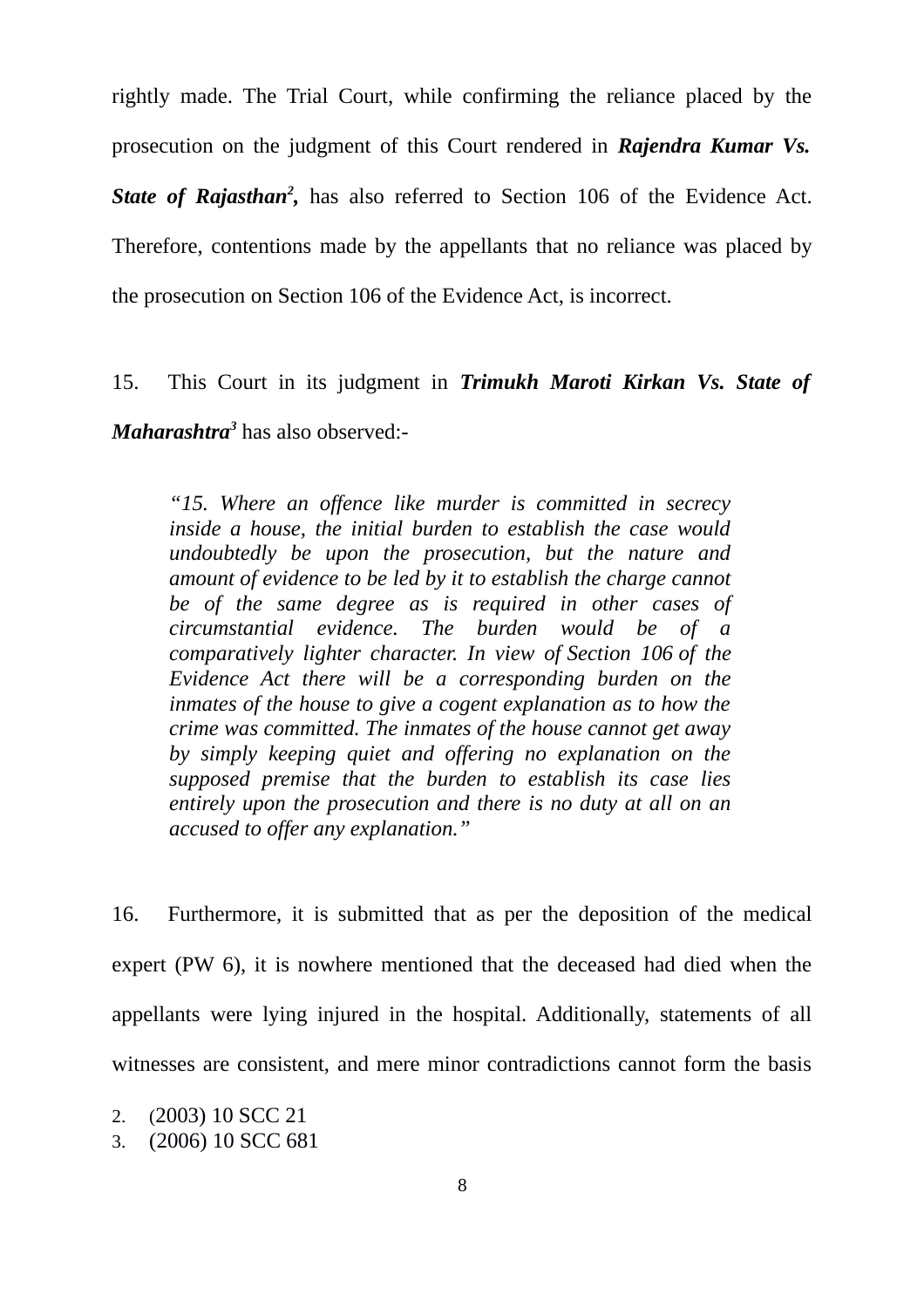rightly made. The Trial Court, while confirming the reliance placed by the prosecution on the judgment of this Court rendered in ***Rajendra Kumar Vs. State of Rajasthan***[2]**,** has also referred to Section 106 of the Evidence Act. Therefore, contentions made by the appellants that no reliance was placed by the prosecution on Section 106 of the Evidence Act, is incorrect.

15. This Court in its judgment in ***Trimukh Maroti Kirkan Vs. State of Maharashtra***[3] has also observed:-

> *"15. Where an offence like murder is committed in secrecy inside a house, the initial burden to establish the case would undoubtedly be upon the prosecution, but the nature and amount of evidence to be led by it to establish the charge cannot be of the same degree as is required in other cases of circumstantial evidence. The burden would be of a comparatively lighter character. In view of Section 106 of the Evidence Act there will be a corresponding burden on the inmates of the house to give a cogent explanation as to how the crime was committed. The inmates of the house cannot get away by simply keeping quiet and offering no explanation on the supposed premise that the burden to establish its case lies entirely upon the prosecution and there is no duty at all on an accused to offer any explanation."*

16. Furthermore, it is submitted that as per the deposition of the medical expert (PW 6), it is nowhere mentioned that the deceased had died when the appellants were lying injured in the hospital. Additionally, statements of all witnesses are consistent, and mere minor contradictions cannot form the basis

2. (2003) 10 SCC 21
3. (2006) 10 SCC 681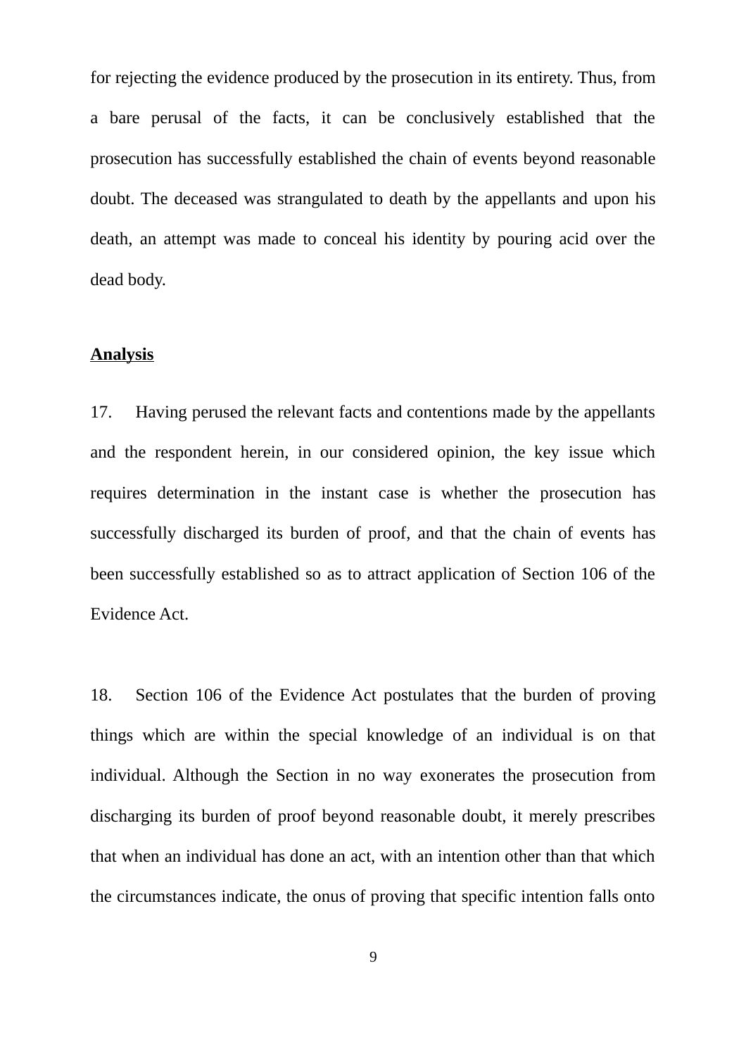for rejecting the evidence produced by the prosecution in its entirety. Thus, from a bare perusal of the facts, it can be conclusively established that the prosecution has successfully established the chain of events beyond reasonable doubt. The deceased was strangulated to death by the appellants and upon his death, an attempt was made to conceal his identity by pouring acid over the dead body.

**Analysis**

17. Having perused the relevant facts and contentions made by the appellants and the respondent herein, in our considered opinion, the key issue which requires determination in the instant case is whether the prosecution has successfully discharged its burden of proof, and that the chain of events has been successfully established so as to attract application of Section 106 of the Evidence Act.

18. Section 106 of the Evidence Act postulates that the burden of proving things which are within the special knowledge of an individual is on that individual. Although the Section in no way exonerates the prosecution from discharging its burden of proof beyond reasonable doubt, it merely prescribes that when an individual has done an act, with an intention other than that which the circumstances indicate, the onus of proving that specific intention falls onto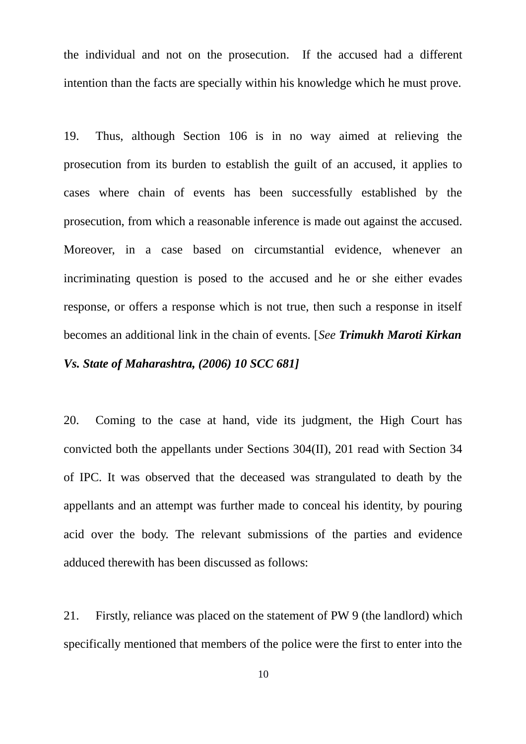the individual and not on the prosecution. If the accused had a different intention than the facts are specially within his knowledge which he must prove.

19. Thus, although Section 106 is in no way aimed at relieving the prosecution from its burden to establish the guilt of an accused, it applies to cases where chain of events has been successfully established by the prosecution, from which a reasonable inference is made out against the accused. Moreover, in a case based on circumstantial evidence, whenever an incriminating question is posed to the accused and he or she either evades response, or offers a response which is not true, then such a response in itself becomes an additional link in the chain of events. [*See* ***Trimukh Maroti Kirkan Vs. State of Maharashtra, (2006) 10 SCC 681]***

20. Coming to the case at hand, vide its judgment, the High Court has convicted both the appellants under Sections 304(II), 201 read with Section 34 of IPC. It was observed that the deceased was strangulated to death by the appellants and an attempt was further made to conceal his identity, by pouring acid over the body. The relevant submissions of the parties and evidence adduced therewith has been discussed as follows:

21. Firstly, reliance was placed on the statement of PW 9 (the landlord) which specifically mentioned that members of the police were the first to enter into the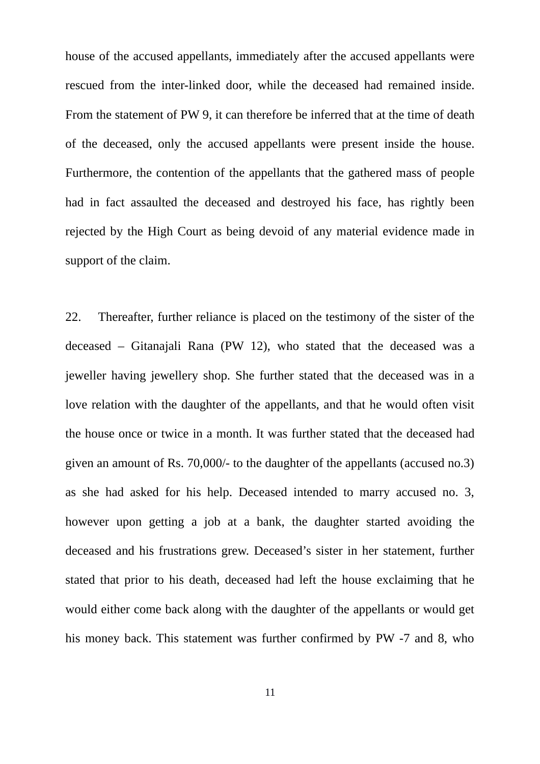house of the accused appellants, immediately after the accused appellants were rescued from the inter-linked door, while the deceased had remained inside. From the statement of PW 9, it can therefore be inferred that at the time of death of the deceased, only the accused appellants were present inside the house. Furthermore, the contention of the appellants that the gathered mass of people had in fact assaulted the deceased and destroyed his face, has rightly been rejected by the High Court as being devoid of any material evidence made in support of the claim.

22. Thereafter, further reliance is placed on the testimony of the sister of the deceased – Gitanajali Rana (PW 12), who stated that the deceased was a jeweller having jewellery shop. She further stated that the deceased was in a love relation with the daughter of the appellants, and that he would often visit the house once or twice in a month. It was further stated that the deceased had given an amount of Rs. 70,000/- to the daughter of the appellants (accused no.3) as she had asked for his help. Deceased intended to marry accused no. 3, however upon getting a job at a bank, the daughter started avoiding the deceased and his frustrations grew. Deceased's sister in her statement, further stated that prior to his death, deceased had left the house exclaiming that he would either come back along with the daughter of the appellants or would get his money back. This statement was further confirmed by PW -7 and 8, who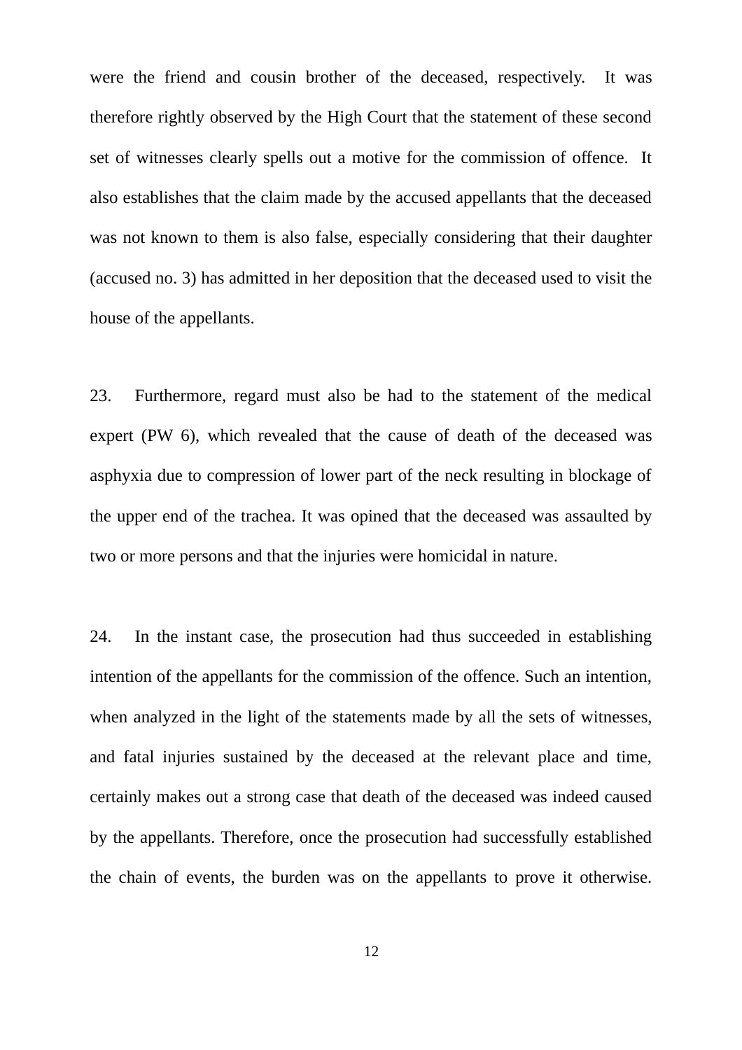were the friend and cousin brother of the deceased, respectively. It was therefore rightly observed by the High Court that the statement of these second set of witnesses clearly spells out a motive for the commission of offence. It also establishes that the claim made by the accused appellants that the deceased was not known to them is also false, especially considering that their daughter (accused no. 3) has admitted in her deposition that the deceased used to visit the house of the appellants.

23. Furthermore, regard must also be had to the statement of the medical expert (PW 6), which revealed that the cause of death of the deceased was asphyxia due to compression of lower part of the neck resulting in blockage of the upper end of the trachea. It was opined that the deceased was assaulted by two or more persons and that the injuries were homicidal in nature.

24. In the instant case, the prosecution had thus succeeded in establishing intention of the appellants for the commission of the offence. Such an intention, when analyzed in the light of the statements made by all the sets of witnesses, and fatal injuries sustained by the deceased at the relevant place and time, certainly makes out a strong case that death of the deceased was indeed caused by the appellants. Therefore, once the prosecution had successfully established the chain of events, the burden was on the appellants to prove it otherwise.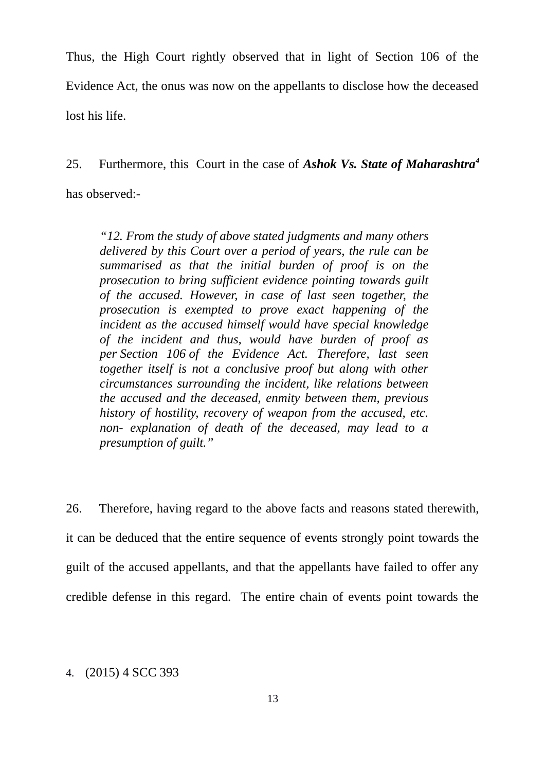Thus, the High Court rightly observed that in light of Section 106 of the Evidence Act, the onus was now on the appellants to disclose how the deceased lost his life.

25. Furthermore, this Court in the case of ***Ashok Vs. State of Maharashtra***[4] has observed:-

> *"12. From the study of above stated judgments and many others delivered by this Court over a period of years, the rule can be summarised as that the initial burden of proof is on the prosecution to bring sufficient evidence pointing towards guilt of the accused. However, in case of last seen together, the prosecution is exempted to prove exact happening of the incident as the accused himself would have special knowledge of the incident and thus, would have burden of proof as per Section 106 of the Evidence Act. Therefore, last seen together itself is not a conclusive proof but along with other circumstances surrounding the incident, like relations between the accused and the deceased, enmity between them, previous history of hostility, recovery of weapon from the accused, etc. non- explanation of death of the deceased, may lead to a presumption of guilt."*

26. Therefore, having regard to the above facts and reasons stated therewith, it can be deduced that the entire sequence of events strongly point towards the guilt of the accused appellants, and that the appellants have failed to offer any credible defense in this regard. The entire chain of events point towards the

4. (2015) 4 SCC 393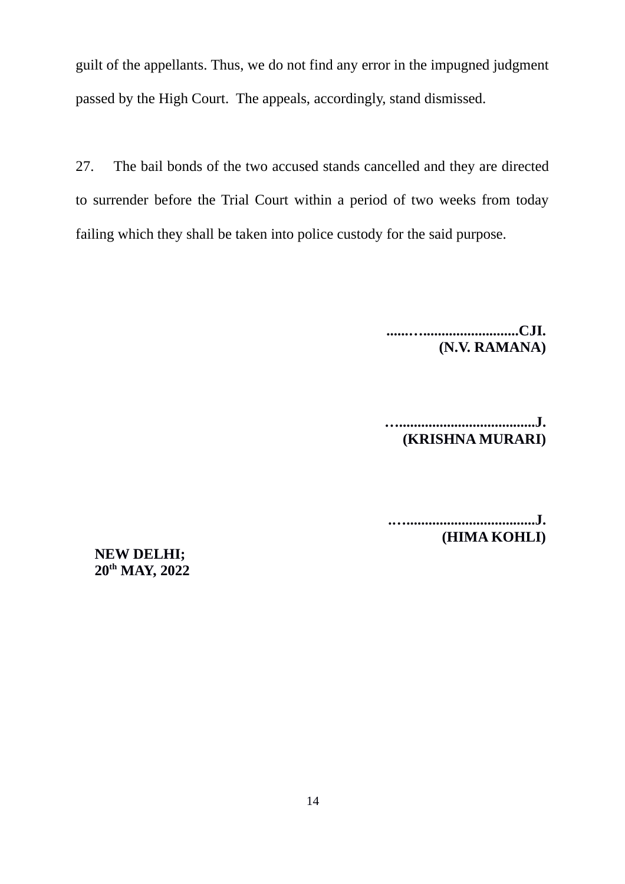guilt of the appellants. Thus, we do not find any error in the impugned judgment passed by the High Court. The appeals, accordingly, stand dismissed.

27. The bail bonds of the two accused stands cancelled and they are directed to surrender before the Trial Court within a period of two weeks from today failing which they shall be taken into police custody for the said purpose.

**......…..........................CJI.**
**(N.V. RAMANA)**

**…......................................J.**
**(KRISHNA MURARI)**

**…....................................J.**
**(HIMA KOHLI)**

**NEW DELHI;**
**20th MAY, 2022**